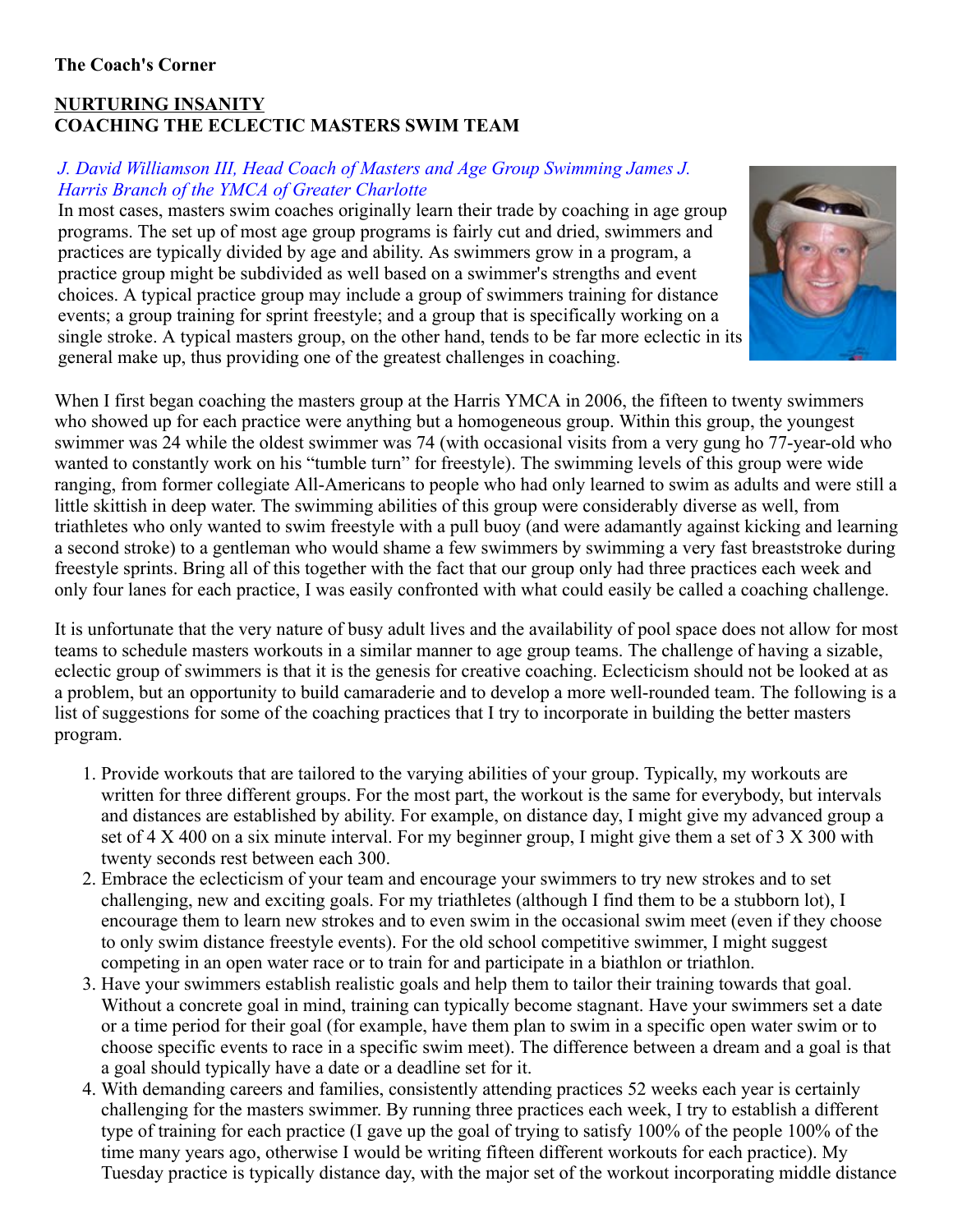**The Coach's Corner**

# NURTURING INSANITY
## COACHING THE ECLECTIC MASTERS SWIM TEAM

*J. David Williamson III, Head Coach of Masters and Age Group Swimming James J. Harris Branch of the YMCA of Greater Charlotte*

In most cases, masters swim coaches originally learn their trade by coaching in age group programs. The set up of most age group programs is fairly cut and dried, swimmers and practices are typically divided by age and ability. As swimmers grow in a program, a practice group might be subdivided as well based on a swimmer's strengths and event choices. A typical practice group may include a group of swimmers training for distance events; a group training for sprint freestyle; and a group that is specifically working on a single stroke. A typical masters group, on the other hand, tends to be far more eclectic in its general make up, thus providing one of the greatest challenges in coaching.

When I first began coaching the masters group at the Harris YMCA in 2006, the fifteen to twenty swimmers who showed up for each practice were anything but a homogeneous group. Within this group, the youngest swimmer was 24 while the oldest swimmer was 74 (with occasional visits from a very gung ho 77-year-old who wanted to constantly work on his "tumble turn" for freestyle). The swimming levels of this group were wide ranging, from former collegiate All-Americans to people who had only learned to swim as adults and were still a little skittish in deep water. The swimming abilities of this group were considerably diverse as well, from triathletes who only wanted to swim freestyle with a pull buoy (and were adamantly against kicking and learning a second stroke) to a gentleman who would shame a few swimmers by swimming a very fast breaststroke during freestyle sprints. Bring all of this together with the fact that our group only had three practices each week and only four lanes for each practice, I was easily confronted with what could easily be called a coaching challenge.

It is unfortunate that the very nature of busy adult lives and the availability of pool space does not allow for most teams to schedule masters workouts in a similar manner to age group teams. The challenge of having a sizable, eclectic group of swimmers is that it is the genesis for creative coaching. Eclecticism should not be looked at as a problem, but an opportunity to build camaraderie and to develop a more well-rounded team. The following is a list of suggestions for some of the coaching practices that I try to incorporate in building the better masters program.

1. Provide workouts that are tailored to the varying abilities of your group. Typically, my workouts are written for three different groups. For the most part, the workout is the same for everybody, but intervals and distances are established by ability. For example, on distance day, I might give my advanced group a set of 4 X 400 on a six minute interval. For my beginner group, I might give them a set of 3 X 300 with twenty seconds rest between each 300.
2. Embrace the eclecticism of your team and encourage your swimmers to try new strokes and to set challenging, new and exciting goals. For my triathletes (although I find them to be a stubborn lot), I encourage them to learn new strokes and to even swim in the occasional swim meet (even if they choose to only swim distance freestyle events). For the old school competitive swimmer, I might suggest competing in an open water race or to train for and participate in a biathlon or triathlon.
3. Have your swimmers establish realistic goals and help them to tailor their training towards that goal. Without a concrete goal in mind, training can typically become stagnant. Have your swimmers set a date or a time period for their goal (for example, have them plan to swim in a specific open water swim or to choose specific events to race in a specific swim meet). The difference between a dream and a goal is that a goal should typically have a date or a deadline set for it.
4. With demanding careers and families, consistently attending practices 52 weeks each year is certainly challenging for the masters swimmer. By running three practices each week, I try to establish a different type of training for each practice (I gave up the goal of trying to satisfy 100% of the people 100% of the time many years ago, otherwise I would be writing fifteen different workouts for each practice). My Tuesday practice is typically distance day, with the major set of the workout incorporating middle distance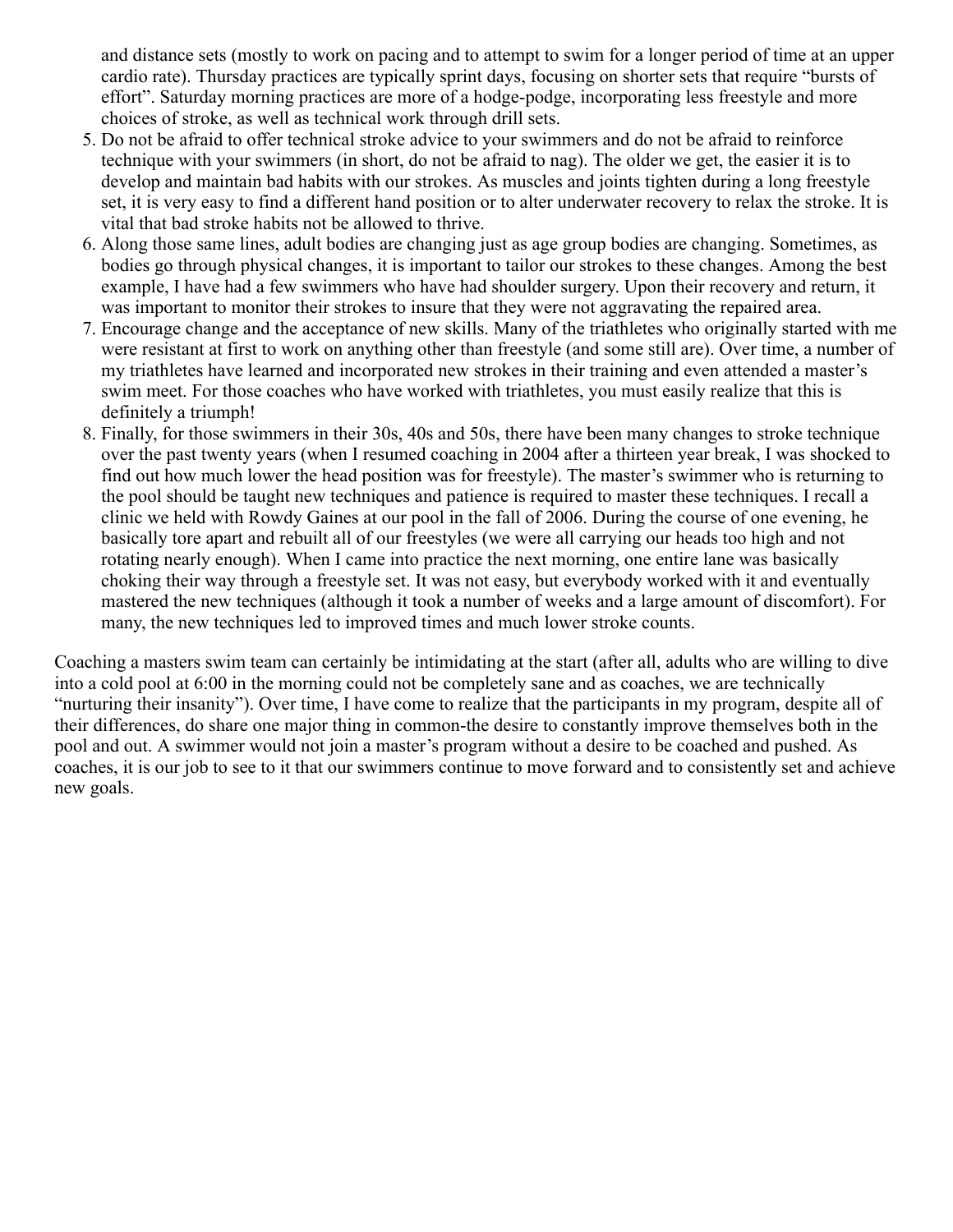and distance sets (mostly to work on pacing and to attempt to swim for a longer period of time at an upper cardio rate). Thursday practices are typically sprint days, focusing on shorter sets that require "bursts of effort". Saturday morning practices are more of a hodge-podge, incorporating less freestyle and more choices of stroke, as well as technical work through drill sets.

5. Do not be afraid to offer technical stroke advice to your swimmers and do not be afraid to reinforce technique with your swimmers (in short, do not be afraid to nag). The older we get, the easier it is to develop and maintain bad habits with our strokes. As muscles and joints tighten during a long freestyle set, it is very easy to find a different hand position or to alter underwater recovery to relax the stroke. It is vital that bad stroke habits not be allowed to thrive.
6. Along those same lines, adult bodies are changing just as age group bodies are changing. Sometimes, as bodies go through physical changes, it is important to tailor our strokes to these changes. Among the best example, I have had a few swimmers who have had shoulder surgery. Upon their recovery and return, it was important to monitor their strokes to insure that they were not aggravating the repaired area.
7. Encourage change and the acceptance of new skills. Many of the triathletes who originally started with me were resistant at first to work on anything other than freestyle (and some still are). Over time, a number of my triathletes have learned and incorporated new strokes in their training and even attended a master's swim meet. For those coaches who have worked with triathletes, you must easily realize that this is definitely a triumph!
8. Finally, for those swimmers in their 30s, 40s and 50s, there have been many changes to stroke technique over the past twenty years (when I resumed coaching in 2004 after a thirteen year break, I was shocked to find out how much lower the head position was for freestyle). The master's swimmer who is returning to the pool should be taught new techniques and patience is required to master these techniques. I recall a clinic we held with Rowdy Gaines at our pool in the fall of 2006. During the course of one evening, he basically tore apart and rebuilt all of our freestyles (we were all carrying our heads too high and not rotating nearly enough). When I came into practice the next morning, one entire lane was basically choking their way through a freestyle set. It was not easy, but everybody worked with it and eventually mastered the new techniques (although it took a number of weeks and a large amount of discomfort). For many, the new techniques led to improved times and much lower stroke counts.

Coaching a masters swim team can certainly be intimidating at the start (after all, adults who are willing to dive into a cold pool at 6:00 in the morning could not be completely sane and as coaches, we are technically "nurturing their insanity"). Over time, I have come to realize that the participants in my program, despite all of their differences, do share one major thing in common-the desire to constantly improve themselves both in the pool and out. A swimmer would not join a master's program without a desire to be coached and pushed. As coaches, it is our job to see to it that our swimmers continue to move forward and to consistently set and achieve new goals.